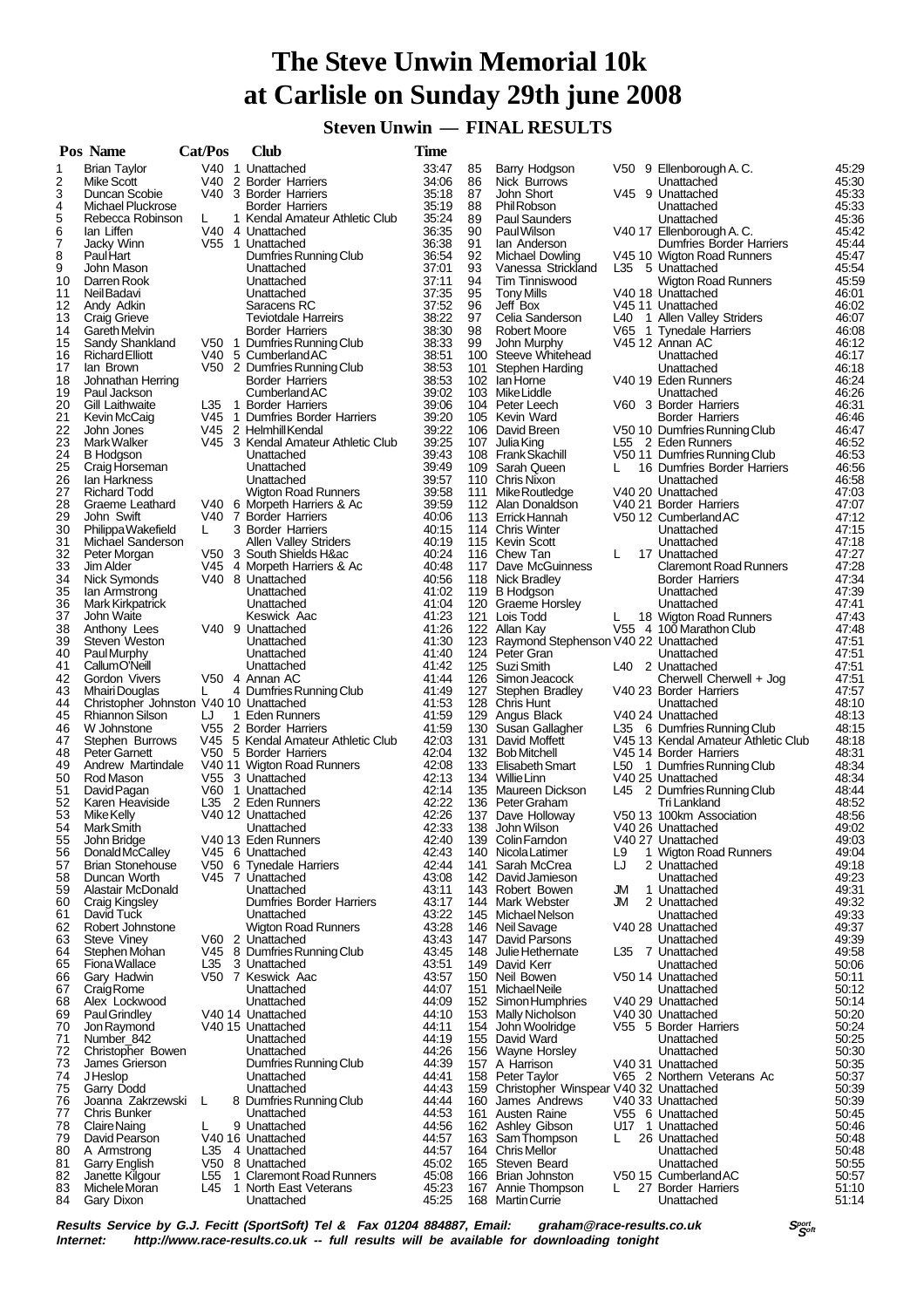# The Steve Unwin Memorial 10k at Carlisle on Sunday 29th june 2008

## Steven Unwin — FINAL RESULTS

| Pos | Name | Cat/Pos | | Club | Time |
|---|---|---|---|---|---|
| 1 | Brian Taylor | V40 | 1 | Unattached | 33:47 |
| 2 | Mike Scott | V40 | 2 | Border Harriers | 34:06 |
| 3 | Duncan Scobie | V40 | 3 | Border Harriers | 35:18 |
| 4 | Michael Pluckrose | | | Border Harriers | 35:19 |
| 5 | Rebecca Robinson | L | 1 | Kendal Amateur Athletic Club | 35:24 |
| 6 | Ian Liffen | V40 | 4 | Unattached | 36:35 |
| 7 | Jacky Winn | V55 | 1 | Unattached | 36:38 |
| 8 | Paul Hart | | | Dumfries Running Club | 36:54 |
| 9 | John Mason | | | Unattached | 37:01 |
| 10 | Darren Rook | | | Unattached | 37:11 |
| 11 | Neil Badavi | | | Unattached | 37:35 |
| 12 | Andy Adkin | | | Saracens RC | 37:52 |
| 13 | Craig Grieve | | | Teviotdale Harreirs | 38:22 |
| 14 | Gareth Melvin | | | Border Harriers | 38:30 |
| 15 | Sandy Shankland | V50 | 1 | Dumfries Running Club | 38:33 |
| 16 | Richard Elliott | V40 | 5 | Cumberland AC | 38:51 |
| 17 | Ian Brown | V50 | 2 | Dumfries Running Club | 38:53 |
| 18 | Johnathan Herring | | | Border Harriers | 38:53 |
| 19 | Paul Jackson | | | Cumberland AC | 39:02 |
| 20 | Gill Laithwaite | L35 | 1 | Border Harriers | 39:06 |
| 21 | Kevin McCaig | V45 | 1 | Dumfries Border Harriers | 39:20 |
| 22 | John Jones | V45 | 2 | Helmhill Kendal | 39:22 |
| 23 | Mark Walker | V45 | 3 | Kendal Amateur Athletic Club | 39:25 |
| 24 | B Hodgson | | | Unattached | 39:43 |
| 25 | Craig Horseman | | | Unattached | 39:49 |
| 26 | Ian Harkness | | | Unattached | 39:57 |
| 27 | Richard Todd | | | Wigton Road Runners | 39:58 |
| 28 | Graeme Leathard | V40 | 6 | Morpeth Harriers & Ac | 39:59 |
| 29 | John Swift | V40 | 7 | Border Harriers | 40:06 |
| 30 | Philippa Wakefield | L | 3 | Border Harriers | 40:15 |
| 31 | Michael Sanderson | | | Allen Valley Striders | 40:19 |
| 32 | Peter Morgan | V50 | 3 | South Shields H&ac | 40:24 |
| 33 | Jim Alder | V45 | 4 | Morpeth Harriers & Ac | 40:48 |
| 34 | Nick Symonds | V40 | 8 | Unattached | 40:56 |
| 35 | Ian Armstrong | | | Unattached | 41:02 |
| 36 | Mark Kirkpatrick | | | Unattached | 41:04 |
| 37 | John Waite | | | Keswick Aac | 41:23 |
| 38 | Anthony Lees | V40 | 9 | Unattached | 41:26 |
| 39 | Steven Weston | | | Unattached | 41:30 |
| 40 | Paul Murphy | | | Unattached | 41:40 |
| 41 | Callum O'Neill | | | Unattached | 41:42 |
| 42 | Gordon Vivers | V50 | 4 | Annan AC | 41:44 |
| 43 | Mhairi Douglas | L | 4 | Dumfries Running Club | 41:49 |
| 44 | Christopher Johnston | V40 | 10 | Unattached | 41:53 |
| 45 | Rhiannon Silson | LJ | 1 | Eden Runners | 41:59 |
| 46 | W Johnstone | V55 | 2 | Border Harriers | 41:59 |
| 47 | Stephen Burrows | V45 | 5 | Kendal Amateur Athletic Club | 42:03 |
| 48 | Peter Garnett | V50 | 5 | Border Harriers | 42:04 |
| 49 | Andrew Martindale | V40 | 11 | Wigton Road Runners | 42:08 |
| 50 | Rod Mason | V55 | 3 | Unattached | 42:13 |
| 51 | David Pagan | V60 | 1 | Unattached | 42:14 |
| 52 | Karen Heaviside | L35 | 2 | Eden Runners | 42:22 |
| 53 | Mike Kelly | V40 | 12 | Unattached | 42:26 |
| 54 | Mark Smith | | | Unattached | 42:33 |
| 55 | John Bridge | V40 | 13 | Eden Runners | 42:40 |
| 56 | Donald McCalley | V45 | 6 | Unattached | 42:43 |
| 57 | Brian Stonehouse | V50 | 6 | Tynedale Harriers | 42:44 |
| 58 | Duncan Worth | V45 | 7 | Unattached | 43:08 |
| 59 | Alastair McDonald | | | Unattached | 43:11 |
| 60 | Craig Kingsley | | | Dumfries Border Harriers | 43:17 |
| 61 | David Tuck | | | Unattached | 43:22 |
| 62 | Robert Johnstone | | | Wigton Road Runners | 43:28 |
| 63 | Steve Viney | V60 | 2 | Unattached | 43:43 |
| 64 | Stephen Mohan | V45 | 8 | Dumfries Running Club | 43:45 |
| 65 | Fiona Wallace | L35 | 3 | Unattached | 43:51 |
| 66 | Gary Hadwin | V50 | 7 | Keswick Aac | 43:57 |
| 67 | Craig Rome | | | Unattached | 44:07 |
| 68 | Alex Lockwood | | | Unattached | 44:09 |
| 69 | Paul Grindley | V40 | 14 | Unattached | 44:10 |
| 70 | Jon Raymond | V40 | 15 | Unattached | 44:11 |
| 71 | Number_842 | | | Unattached | 44:19 |
| 72 | Christopher Bowen | | | Unattached | 44:26 |
| 73 | James Grierson | | | Dumfries Running Club | 44:39 |
| 74 | J Heslop | | | Unattached | 44:41 |
| 75 | Garry Dodd | | | Unattached | 44:43 |
| 76 | Joanna Zakrzewski | L | 8 | Dumfries Running Club | 44:44 |
| 77 | Chris Bunker | | | Unattached | 44:53 |
| 78 | Claire Naing | L | 9 | Unattached | 44:56 |
| 79 | David Pearson | V40 | 16 | Unattached | 44:57 |
| 80 | A Armstrong | L35 | 4 | Unattached | 44:57 |
| 81 | Garry English | V50 | 8 | Unattached | 45:02 |
| 82 | Janette Kilgour | L55 | 1 | Claremont Road Runners | 45:08 |
| 83 | Michele Moran | L45 | 1 | North East Veterans | 45:23 |
| 84 | Gary Dixon | | | Unattached | 45:25 |
| 85 | Barry Hodgson | V50 | 9 | Ellenborough A. C. | 45:29 |
| 86 | Nick Burrows | | | Unattached | 45:30 |
| 87 | John Short | V45 | 9 | Unattached | 45:33 |
| 88 | Phil Robson | | | Unattached | 45:33 |
| 89 | Paul Saunders | | | Unattached | 45:36 |
| 90 | Paul Wilson | V40 | 17 | Ellenborough A. C. | 45:42 |
| 91 | Ian Anderson | | | Dumfries Border Harriers | 45:44 |
| 92 | Michael Dowling | V45 | 10 | Wigton Road Runners | 45:47 |
| 93 | Vanessa Strickland | L35 | 5 | Unattached | 45:54 |
| 94 | Tim Tinniswood | | | Wigton Road Runners | 45:59 |
| 95 | Tony Mills | V40 | 18 | Unattached | 46:01 |
| 96 | Jeff Box | V45 | 11 | Unattached | 46:02 |
| 97 | Celia Sanderson | L40 | 1 | Allen Valley Striders | 46:07 |
| 98 | Robert Moore | V65 | 1 | Tynedale Harriers | 46:08 |
| 99 | John Murphy | V45 | 12 | Annan AC | 46:12 |
| 100 | Steeve Whitehead | | | Unattached | 46:17 |
| 101 | Stephen Harding | | | Unattached | 46:18 |
| 102 | Ian Horne | V40 | 19 | Eden Runners | 46:24 |
| 103 | Mike Liddle | | | Unattached | 46:26 |
| 104 | Peter Leech | V60 | 3 | Border Harriers | 46:31 |
| 105 | Kevin Ward | | | Border Harriers | 46:46 |
| 106 | David Breen | V50 | 10 | Dumfries Running Club | 46:47 |
| 107 | Julia King | L55 | 2 | Eden Runners | 46:52 |
| 108 | Frank Skachill | V50 | 11 | Dumfries Running Club | 46:53 |
| 109 | Sarah Queen | L | 16 | Dumfries Border Harriers | 46:56 |
| 110 | Chris Nixon | | | Unattached | 46:58 |
| 111 | Mike Routledge | V40 | 20 | Unattached | 47:03 |
| 112 | Alan Donaldson | V40 | 21 | Border Harriers | 47:07 |
| 113 | Errick Hannah | V50 | 12 | Cumberland AC | 47:12 |
| 114 | Chris Winter | | | Unattached | 47:15 |
| 115 | Kevin Scott | | | Unattached | 47:18 |
| 116 | Chew Tan | L | 17 | Unattached | 47:27 |
| 117 | Dave McGuinness | | | Claremont Road Runners | 47:28 |
| 118 | Nick Bradley | | | Border Harriers | 47:34 |
| 119 | B Hodgson | | | Unattached | 47:39 |
| 120 | Graeme Horsley | | | Unattached | 47:41 |
| 121 | Lois Todd | L | 18 | Wigton Road Runners | 47:43 |
| 122 | Allan Kay | V55 | 4 | 100 Marathon Club | 47:48 |
| 123 | Raymond Stephenson | V40 | 22 | Unattached | 47:51 |
| 124 | Peter Gran | | | Unattached | 47:51 |
| 125 | Suzi Smith | L40 | 2 | Unattached | 47:51 |
| 126 | Simon Jeacock | | | Cherwell Cherwell + Jog | 47:51 |
| 127 | Stephen Bradley | V40 | 23 | Border Harriers | 47:57 |
| 128 | Chris Hunt | | | Unattached | 48:10 |
| 129 | Angus Black | V40 | 24 | Unattached | 48:13 |
| 130 | Susan Gallagher | L35 | 6 | Dumfries Running Club | 48:15 |
| 131 | David Moffett | V45 | 13 | Kendal Amateur Athletic Club | 48:18 |
| 132 | Bob Mitchell | V45 | 14 | Border Harriers | 48:31 |
| 133 | Elisabeth Smart | L50 | 1 | Dumfries Running Club | 48:34 |
| 134 | Willie Linn | V40 | 25 | Unattached | 48:34 |
| 135 | Maureen Dickson | L45 | 2 | Dumfries Running Club | 48:44 |
| 136 | Peter Graham | | | Tri Lankland | 48:52 |
| 137 | Dave Holloway | V50 | 13 | 100km Association | 48:56 |
| 138 | John Wilson | V40 | 26 | Unattached | 49:02 |
| 139 | Colin Farndon | V40 | 27 | Unattached | 49:03 |
| 140 | Nicola Latimer | L9 | 1 | Wigton Road Runners | 49:04 |
| 141 | Sarah McCrea | LJ | 2 | Unattached | 49:18 |
| 142 | David Jamieson | | | Unattached | 49:23 |
| 143 | Robert Bowen | JM | 1 | Unattached | 49:31 |
| 144 | Mark Webster | JM | 2 | Unattached | 49:32 |
| 145 | Michael Nelson | | | Unattached | 49:33 |
| 146 | Neil Savage | V40 | 28 | Unattached | 49:37 |
| 147 | David Parsons | | | Unattached | 49:39 |
| 148 | Julie Hethernate | L35 | 7 | Unattached | 49:58 |
| 149 | David Kerr | | | Unattached | 50:06 |
| 150 | Neil Bowen | V50 | 14 | Unattached | 50:11 |
| 151 | Michael Neile | | | Unattached | 50:12 |
| 152 | Simon Humphries | V40 | 29 | Unattached | 50:14 |
| 153 | Mally Nicholson | V40 | 30 | Unattached | 50:20 |
| 154 | John Woolridge | V55 | 5 | Border Harriers | 50:24 |
| 155 | David Ward | | | Unattached | 50:25 |
| 156 | Wayne Horsley | | | Unattached | 50:30 |
| 157 | A Harrison | V40 | 31 | Unattached | 50:35 |
| 158 | Peter Taylor | V65 | 2 | Northern Veterans Ac | 50:37 |
| 159 | Christopher Winspear | V40 | 32 | Unattached | 50:39 |
| 160 | James Andrews | V40 | 33 | Unattached | 50:39 |
| 161 | Austen Raine | V55 | 6 | Unattached | 50:45 |
| 162 | Ashley Gibson | U17 | 1 | Unattached | 50:46 |
| 163 | Sam Thompson | L | 26 | Unattached | 50:48 |
| 164 | Chris Mellor | | | Unattached | 50:48 |
| 165 | Steven Beard | | | Unattached | 50:55 |
| 166 | Brian Johnston | V50 | 15 | Cumberland AC | 50:57 |
| 167 | Annie Thompson | L | 27 | Border Harriers | 51:10 |
| 168 | Martin Currie | | | Unattached | 51:14 |

***Results Service by G.J. Fecitt (SportSoft) Tel & Fax 01204 884887, Email: graham@race-results.co.uk***
***Internet: http://www.race-results.co.uk -- full results will be available for downloading tonight***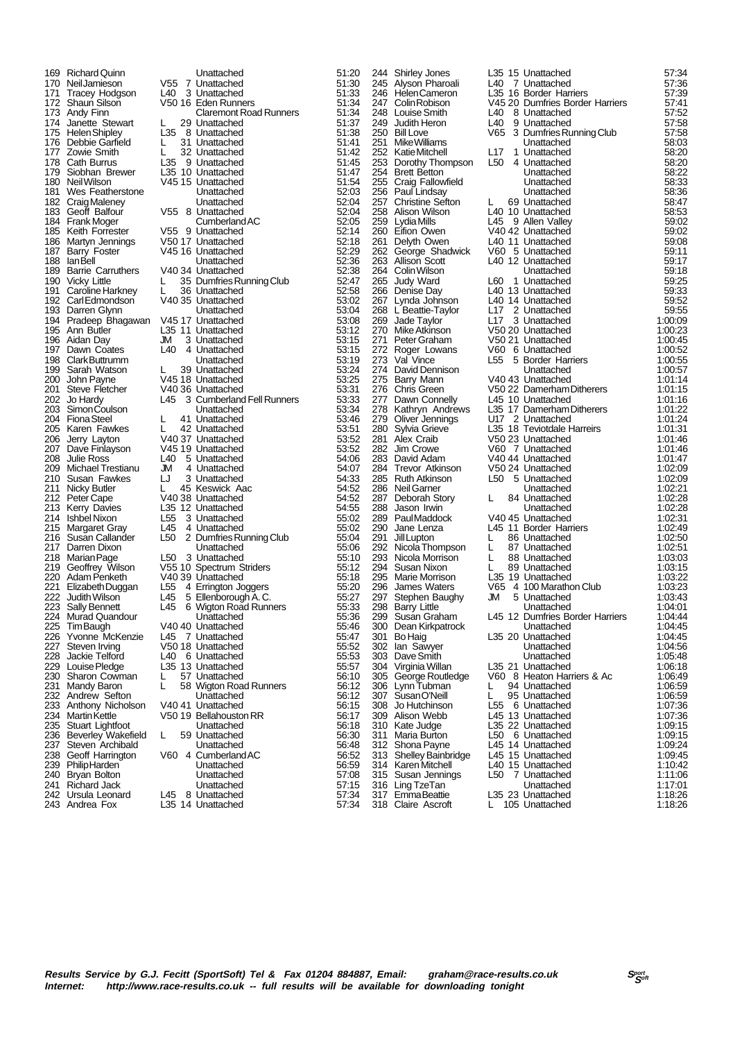| Pos | Name | Cat | Club | Time |
|---|---|---|---|---|
| 169 | Richard Quinn | | Unattached | 51:20 |
| 170 | Neil Jamieson | V55 7 | Unattached | 51:30 |
| 171 | Tracey Hodgson | L40 3 | Unattached | 51:33 |
| 172 | Shaun Silson | V50 16 | Eden Runners | 51:34 |
| 173 | Andy Finn | | Claremont Road Runners | 51:34 |
| 174 | Janette Stewart | L 29 | Unattached | 51:37 |
| 175 | Helen Shipley | L35 8 | Unattached | 51:38 |
| 176 | Debbie Garfield | L 31 | Unattached | 51:41 |
| 177 | Zowie Smith | L 32 | Unattached | 51:42 |
| 178 | Cath Burrus | L35 9 | Unattached | 51:45 |
| 179 | Siobhan Brewer | L35 10 | Unattached | 51:47 |
| 180 | Neil Wilson | V45 15 | Unattached | 51:54 |
| 181 | Wes Featherstone | | Unattached | 52:03 |
| 182 | Craig Maleney | | Unattached | 52:04 |
| 183 | Geoff Balfour | V55 8 | Unattached | 52:04 |
| 184 | Frank Moger | | Cumberland AC | 52:05 |
| 185 | Keith Forrester | V55 9 | Unattached | 52:14 |
| 186 | Martyn Jennings | V50 17 | Unattached | 52:18 |
| 187 | Barry Foster | V45 16 | Unattached | 52:29 |
| 188 | Ian Bell | | Unattached | 52:36 |
| 189 | Barrie Carruthers | V40 34 | Unattached | 52:38 |
| 190 | Vicky Little | L 35 | Dumfries Running Club | 52:47 |
| 191 | Caroline Harkney | L 36 | Unattached | 52:58 |
| 192 | Carl Edmondson | V40 35 | Unattached | 53:02 |
| 193 | Darren Glynn | | Unattached | 53:04 |
| 194 | Pradeep Bhagawan | V45 17 | Unattached | 53:08 |
| 195 | Ann Butler | L35 11 | Unattached | 53:12 |
| 196 | Aidan Day | JM 3 | Unattached | 53:15 |
| 197 | Dawn Coates | L40 4 | Unattached | 53:15 |
| 198 | Clark Buttrumm | | Unattached | 53:19 |
| 199 | Sarah Watson | L 39 | Unattached | 53:24 |
| 200 | John Payne | V45 18 | Unattached | 53:25 |
| 201 | Steve Fletcher | V40 36 | Unattached | 53:31 |
| 202 | Jo Hardy | L45 3 | Cumberland Fell Runners | 53:33 |
| 203 | Simon Coulson | | Unattached | 53:34 |
| 204 | Fiona Steel | L 41 | Unattached | 53:46 |
| 205 | Karen Fawkes | L 42 | Unattached | 53:51 |
| 206 | Jerry Layton | V40 37 | Unattached | 53:52 |
| 207 | Dave Finlayson | V45 19 | Unattached | 53:52 |
| 208 | Julie Ross | L40 5 | Unattached | 54:06 |
| 209 | Michael Trestianu | JM 4 | Unattached | 54:07 |
| 210 | Susan Fawkes | LJ 3 | Unattached | 54:33 |
| 211 | Nicky Butler | L 45 | Keswick Aac | 54:52 |
| 212 | Peter Cape | V40 38 | Unattached | 54:52 |
| 213 | Kerry Davies | L35 12 | Unattached | 54:55 |
| 214 | Ishbel Nixon | L55 3 | Unattached | 55:02 |
| 215 | Margaret Gray | L45 4 | Unattached | 55:02 |
| 216 | Susan Callander | L50 2 | Dumfries Running Club | 55:04 |
| 217 | Darren Dixon | | Unattached | 55:06 |
| 218 | Marian Page | L50 3 | Unattached | 55:10 |
| 219 | Geoffrey Wilson | V55 10 | Spectrum Striders | 55:12 |
| 220 | Adam Penketh | V40 39 | Unattached | 55:18 |
| 221 | Elizabeth Duggan | L55 4 | Errington Joggers | 55:20 |
| 222 | Judith Wilson | L45 5 | Ellenborough A. C. | 55:27 |
| 223 | Sally Bennett | L45 6 | Wigton Road Runners | 55:33 |
| 224 | Murad Quandour | | Unattached | 55:36 |
| 225 | Tim Baugh | V40 40 | Unattached | 55:46 |
| 226 | Yvonne McKenzie | L45 7 | Unattached | 55:47 |
| 227 | Steven Irving | V50 18 | Unattached | 55:52 |
| 228 | Jackie Telford | L40 6 | Unattached | 55:53 |
| 229 | Louise Pledge | L35 13 | Unattached | 55:57 |
| 230 | Sharon Cowman | L 57 | Unattached | 56:10 |
| 231 | Mandy Baron | L 58 | Wigton Road Runners | 56:12 |
| 232 | Andrew Sefton | | Unattached | 56:12 |
| 233 | Anthony Nicholson | V40 41 | Unattached | 56:15 |
| 234 | Martin Kettle | V50 19 | Bellahouston RR | 56:17 |
| 235 | Stuart Lightfoot | | Unattached | 56:18 |
| 236 | Beverley Wakefield | L 59 | Unattached | 56:30 |
| 237 | Steven Archibald | | Unattached | 56:48 |
| 238 | Geoff Harrington | V60 4 | Cumberland AC | 56:52 |
| 239 | Philip Harden | | Unattached | 56:59 |
| 240 | Bryan Bolton | | Unattached | 57:08 |
| 241 | Richard Jack | | Unattached | 57:15 |
| 242 | Ursula Leonard | L45 8 | Unattached | 57:34 |
| 243 | Andrea Fox | L35 14 | Unattached | 57:34 |
| 244 | Shirley Jones | L35 15 | Unattached | 57:34 |
| 245 | Alyson Pharoali | L40 7 | Unattached | 57:36 |
| 246 | Helen Cameron | L35 16 | Border Harriers | 57:39 |
| 247 | Colin Robison | V45 20 | Dumfries Border Harriers | 57:41 |
| 248 | Louise Smith | L40 8 | Unattached | 57:52 |
| 249 | Judith Heron | L40 9 | Unattached | 57:58 |
| 250 | Bill Love | V65 3 | Dumfries Running Club | 57:58 |
| 251 | Mike Williams | | Unattached | 58:03 |
| 252 | Katie Mitchell | L17 1 | Unattached | 58:20 |
| 253 | Dorothy Thompson | L50 4 | Unattached | 58:20 |
| 254 | Brett Betton | | Unattached | 58:22 |
| 255 | Craig Fallowfield | | Unattached | 58:33 |
| 256 | Paul Lindsay | | Unattached | 58:36 |
| 257 | Christine Sefton | L 69 | Unattached | 58:47 |
| 258 | Alison Wilson | L40 10 | Unattached | 58:53 |
| 259 | Lydia Mills | L45 9 | Allen Valley | 59:02 |
| 260 | Eifion Owen | V40 42 | Unattached | 59:02 |
| 261 | Delyth Owen | L40 11 | Unattached | 59:08 |
| 262 | George Shadwick | V60 5 | Unattached | 59:11 |
| 263 | Allison Scott | L40 12 | Unattached | 59:17 |
| 264 | Colin Wilson | | Unattached | 59:18 |
| 265 | Judy Ward | L60 1 | Unattached | 59:25 |
| 266 | Denise Day | L40 13 | Unattached | 59:33 |
| 267 | Lynda Johnson | L40 14 | Unattached | 59:52 |
| 268 | L Beattie-Taylor | L17 2 | Unattached | 59:55 |
| 269 | Jade Taylor | L17 3 | Unattached | 1:00:09 |
| 270 | Mike Atkinson | V50 20 | Unattached | 1:00:23 |
| 271 | Peter Graham | V50 21 | Unattached | 1:00:45 |
| 272 | Roger Lowans | V60 6 | Unattached | 1:00:52 |
| 273 | Val Vince | L55 5 | Border Harriers | 1:00:55 |
| 274 | David Dennison | | Unattached | 1:00:57 |
| 275 | Barry Mann | V40 43 | Unattached | 1:01:14 |
| 276 | Chris Green | V50 22 | Damerham Ditherers | 1:01:15 |
| 277 | Dawn Connelly | L45 10 | Unattached | 1:01:16 |
| 278 | Kathryn Andrews | L35 17 | Damerham Ditherers | 1:01:22 |
| 279 | Oliver Jennings | U17 2 | Unattached | 1:01:24 |
| 280 | Sylvia Grieve | L35 18 | Teviotdale Harreirs | 1:01:31 |
| 281 | Alex Craib | V50 23 | Unattached | 1:01:46 |
| 282 | Jim Crowe | V60 7 | Unattached | 1:01:46 |
| 283 | David Adam | V40 44 | Unattached | 1:01:47 |
| 284 | Trevor Atkinson | V50 24 | Unattached | 1:02:09 |
| 285 | Ruth Atkinson | L50 5 | Unattached | 1:02:09 |
| 286 | Neil Garner | | Unattached | 1:02:21 |
| 287 | Deborah Story | L 84 | Unattached | 1:02:28 |
| 288 | Jason Irwin | | Unattached | 1:02:28 |
| 289 | Paul Maddock | V40 45 | Unattached | 1:02:31 |
| 290 | Jane Lenza | L45 11 | Border Harriers | 1:02:49 |
| 291 | Jill Lupton | L 86 | Unattached | 1:02:50 |
| 292 | Nicola Thompson | L 87 | Unattached | 1:02:51 |
| 293 | Nicola Morrison | L 88 | Unattached | 1:03:03 |
| 294 | Susan Nixon | L 89 | Unattached | 1:03:15 |
| 295 | Marie Morrison | L35 19 | Unattached | 1:03:22 |
| 296 | James Waters | V65 4 | 100 Marathon Club | 1:03:23 |
| 297 | Stephen Baughy | JM 5 | Unattached | 1:03:43 |
| 298 | Barry Little | | Unattached | 1:04:01 |
| 299 | Susan Graham | L45 12 | Dumfries Border Harriers | 1:04:44 |
| 300 | Dean Kirkpatrock | | Unattached | 1:04:45 |
| 301 | Bo Haig | L35 20 | Unattached | 1:04:45 |
| 302 | Ian Sawyer | | Unattached | 1:04:56 |
| 303 | Dave Smith | | Unattached | 1:05:48 |
| 304 | Virginia Willan | L35 21 | Unattached | 1:06:18 |
| 305 | George Routledge | V60 8 | Heaton Harriers & Ac | 1:06:49 |
| 306 | Lynn Tubman | L 94 | Unattached | 1:06:59 |
| 307 | Susan O'Neill | L 95 | Unattached | 1:06:59 |
| 308 | Jo Hutchinson | L55 6 | Unattached | 1:07:36 |
| 309 | Alison Webb | L45 13 | Unattached | 1:07:36 |
| 310 | Kate Judge | L35 22 | Unattached | 1:09:15 |
| 311 | Maria Burton | L50 6 | Unattached | 1:09:15 |
| 312 | Shona Payne | L45 14 | Unattached | 1:09:24 |
| 313 | Shelley Bainbridge | L45 15 | Unattached | 1:09:45 |
| 314 | Karen Mitchell | L40 15 | Unattached | 1:10:42 |
| 315 | Susan Jennings | L50 7 | Unattached | 1:11:06 |
| 316 | Ling TzeTan | | Unattached | 1:17:01 |
| 317 | Emma Beattie | L35 23 | Unattached | 1:18:26 |
| 318 | Claire Ascroft | L 105 | Unattached | 1:18:26 |

***Results Service by G.J. Fecitt (SportSoft) Tel & Fax 01204 884887, Email: graham@race-results.co.uk***
***Internet: http://www.race-results.co.uk -- full results will be available for downloading tonight***